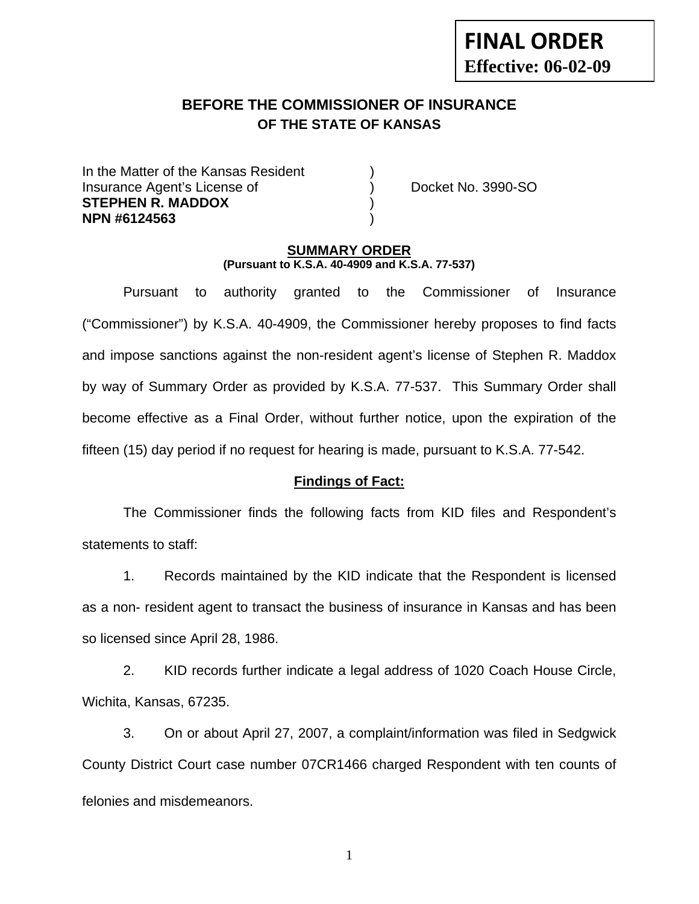**FINAL ORDER**
**Effective: 06-02-09**

# BEFORE THE COMMISSIONER OF INSURANCE
## OF THE STATE OF KANSAS

In the Matter of the Kansas Resident )
Insurance Agent's License of ) Docket No. 3990-SO
**STEPHEN R. MADDOX** )
**NPN #6124563** )

## SUMMARY ORDER
**(Pursuant to K.S.A. 40-4909 and K.S.A. 77-537)**

Pursuant to authority granted to the Commissioner of Insurance ("Commissioner") by K.S.A. 40-4909, the Commissioner hereby proposes to find facts and impose sanctions against the non-resident agent's license of Stephen R. Maddox by way of Summary Order as provided by K.S.A. 77-537. This Summary Order shall become effective as a Final Order, without further notice, upon the expiration of the fifteen (15) day period if no request for hearing is made, pursuant to K.S.A. 77-542.

### Findings of Fact:

The Commissioner finds the following facts from KID files and Respondent's statements to staff:

1. Records maintained by the KID indicate that the Respondent is licensed as a non- resident agent to transact the business of insurance in Kansas and has been so licensed since April 28, 1986.

2. KID records further indicate a legal address of 1020 Coach House Circle, Wichita, Kansas, 67235.

3. On or about April 27, 2007, a complaint/information was filed in Sedgwick County District Court case number 07CR1466 charged Respondent with ten counts of felonies and misdemeanors.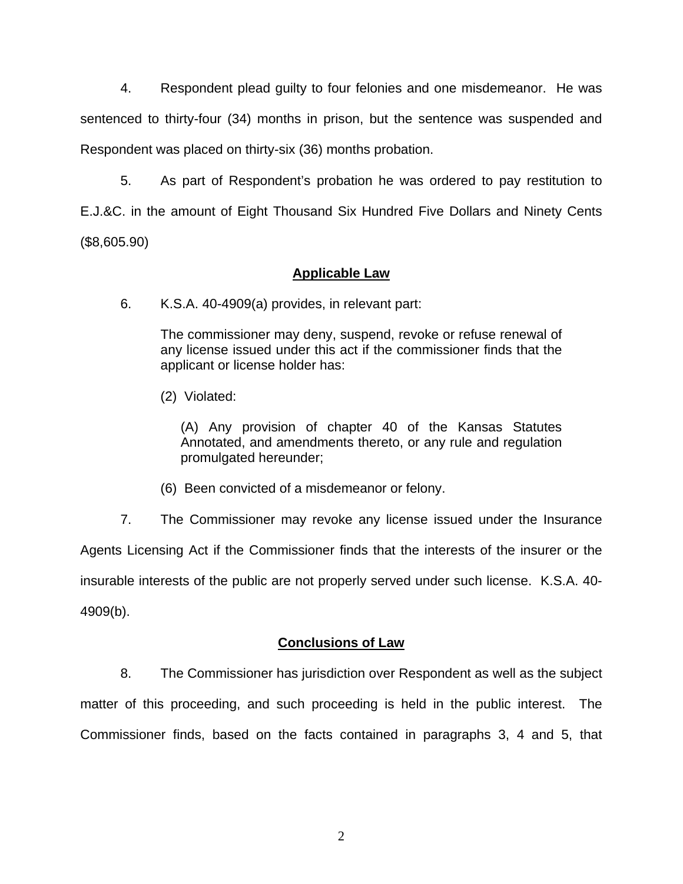4. Respondent plead guilty to four felonies and one misdemeanor. He was sentenced to thirty-four (34) months in prison, but the sentence was suspended and Respondent was placed on thirty-six (36) months probation.

5. As part of Respondent's probation he was ordered to pay restitution to E.J.&C. in the amount of Eight Thousand Six Hundred Five Dollars and Ninety Cents ($8,605.90)

## Applicable Law

6. K.S.A. 40-4909(a) provides, in relevant part:

> The commissioner may deny, suspend, revoke or refuse renewal of any license issued under this act if the commissioner finds that the applicant or license holder has:
>
> (2) Violated:
>
> > (A) Any provision of chapter 40 of the Kansas Statutes Annotated, and amendments thereto, or any rule and regulation promulgated hereunder;
>
> (6) Been convicted of a misdemeanor or felony.

7. The Commissioner may revoke any license issued under the Insurance Agents Licensing Act if the Commissioner finds that the interests of the insurer or the insurable interests of the public are not properly served under such license. K.S.A. 40-4909(b).

## Conclusions of Law

8. The Commissioner has jurisdiction over Respondent as well as the subject matter of this proceeding, and such proceeding is held in the public interest. The Commissioner finds, based on the facts contained in paragraphs 3, 4 and 5, that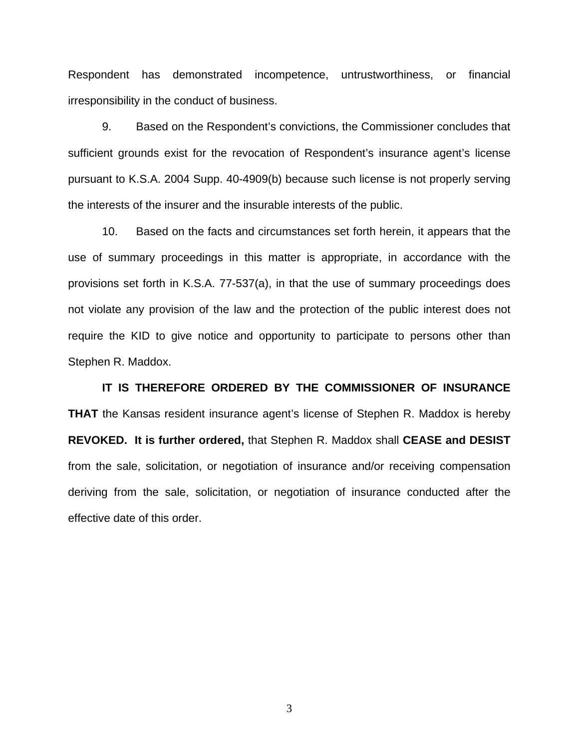Respondent has demonstrated incompetence, untrustworthiness, or financial irresponsibility in the conduct of business.

9. Based on the Respondent's convictions, the Commissioner concludes that sufficient grounds exist for the revocation of Respondent's insurance agent's license pursuant to K.S.A. 2004 Supp. 40-4909(b) because such license is not properly serving the interests of the insurer and the insurable interests of the public.

10. Based on the facts and circumstances set forth herein, it appears that the use of summary proceedings in this matter is appropriate, in accordance with the provisions set forth in K.S.A. 77-537(a), in that the use of summary proceedings does not violate any provision of the law and the protection of the public interest does not require the KID to give notice and opportunity to participate to persons other than Stephen R. Maddox.

**IT IS THEREFORE ORDERED BY THE COMMISSIONER OF INSURANCE THAT** the Kansas resident insurance agent's license of Stephen R. Maddox is hereby **REVOKED. It is further ordered,** that Stephen R. Maddox shall **CEASE and DESIST** from the sale, solicitation, or negotiation of insurance and/or receiving compensation deriving from the sale, solicitation, or negotiation of insurance conducted after the effective date of this order.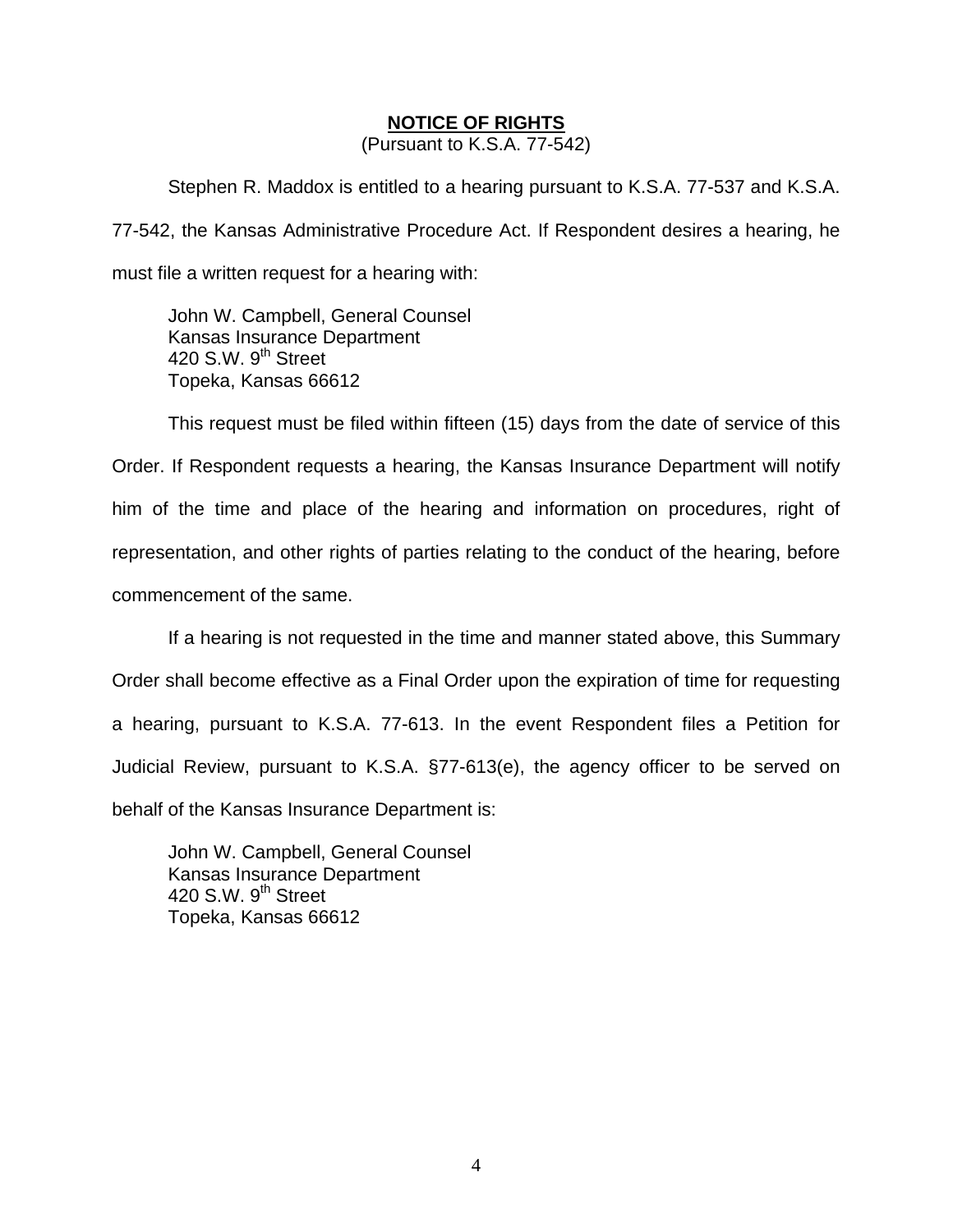## NOTICE OF RIGHTS

(Pursuant to K.S.A. 77-542)

Stephen R. Maddox is entitled to a hearing pursuant to K.S.A. 77-537 and K.S.A. 77-542, the Kansas Administrative Procedure Act. If Respondent desires a hearing, he must file a written request for a hearing with:

John W. Campbell, General Counsel  
Kansas Insurance Department  
420 S.W. 9th Street  
Topeka, Kansas 66612

This request must be filed within fifteen (15) days from the date of service of this Order. If Respondent requests a hearing, the Kansas Insurance Department will notify him of the time and place of the hearing and information on procedures, right of representation, and other rights of parties relating to the conduct of the hearing, before commencement of the same.

If a hearing is not requested in the time and manner stated above, this Summary Order shall become effective as a Final Order upon the expiration of time for requesting a hearing, pursuant to K.S.A. 77-613. In the event Respondent files a Petition for Judicial Review, pursuant to K.S.A. §77-613(e), the agency officer to be served on behalf of the Kansas Insurance Department is:

John W. Campbell, General Counsel  
Kansas Insurance Department  
420 S.W. 9th Street  
Topeka, Kansas 66612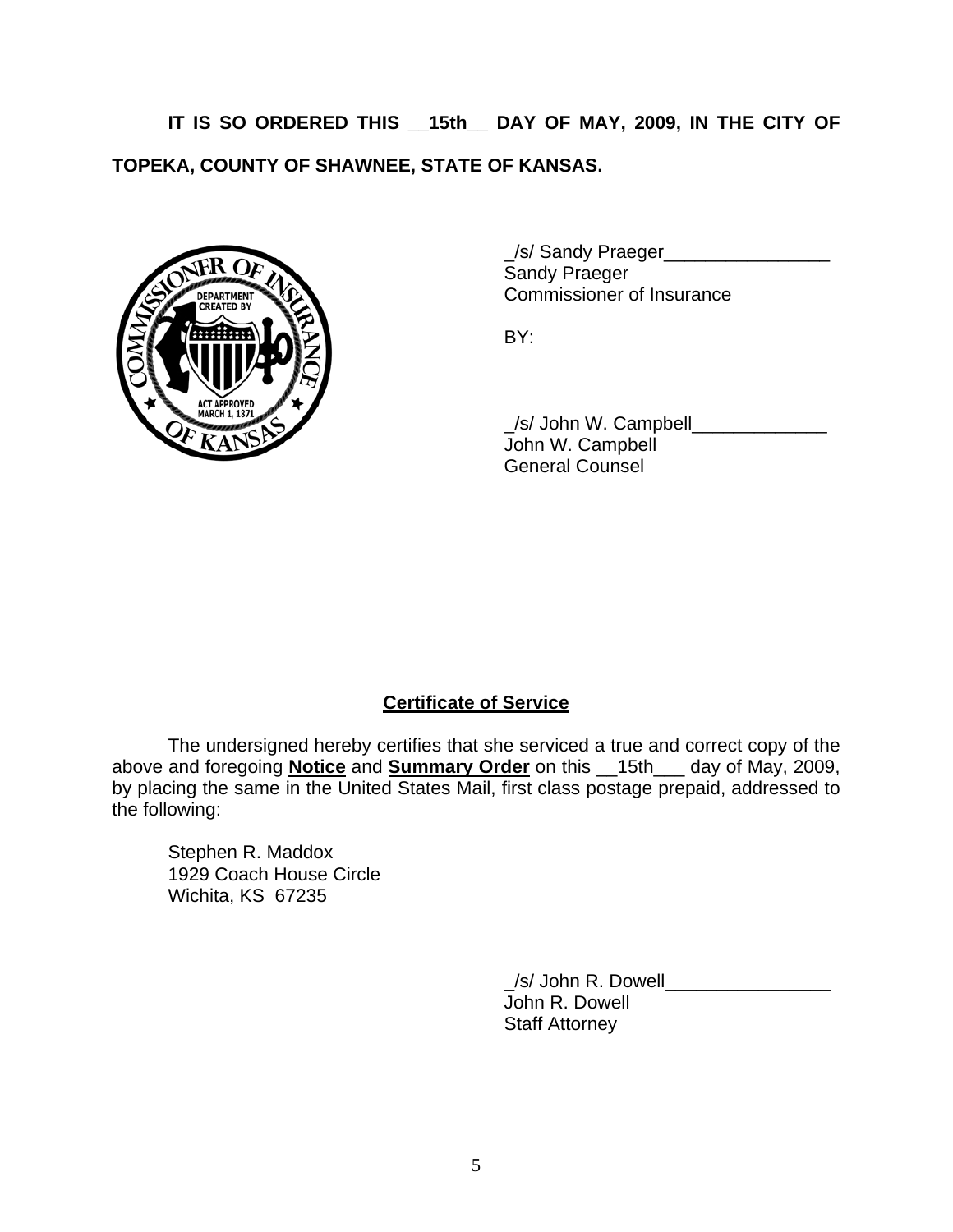**IT IS SO ORDERED THIS __15th__ DAY OF MAY, 2009, IN THE CITY OF TOPEKA, COUNTY OF SHAWNEE, STATE OF KANSAS.**

_/s/ Sandy Praeger________________
Sandy Praeger
Commissioner of Insurance

BY:

_/s/ John W. Campbell_____________
John W. Campbell
General Counsel

## Certificate of Service

The undersigned hereby certifies that she serviced a true and correct copy of the above and foregoing **Notice** and **Summary Order** on this __15th___ day of May, 2009, by placing the same in the United States Mail, first class postage prepaid, addressed to the following:

Stephen R. Maddox
1929 Coach House Circle
Wichita, KS 67235

_/s/ John R. Dowell________________
John R. Dowell
Staff Attorney